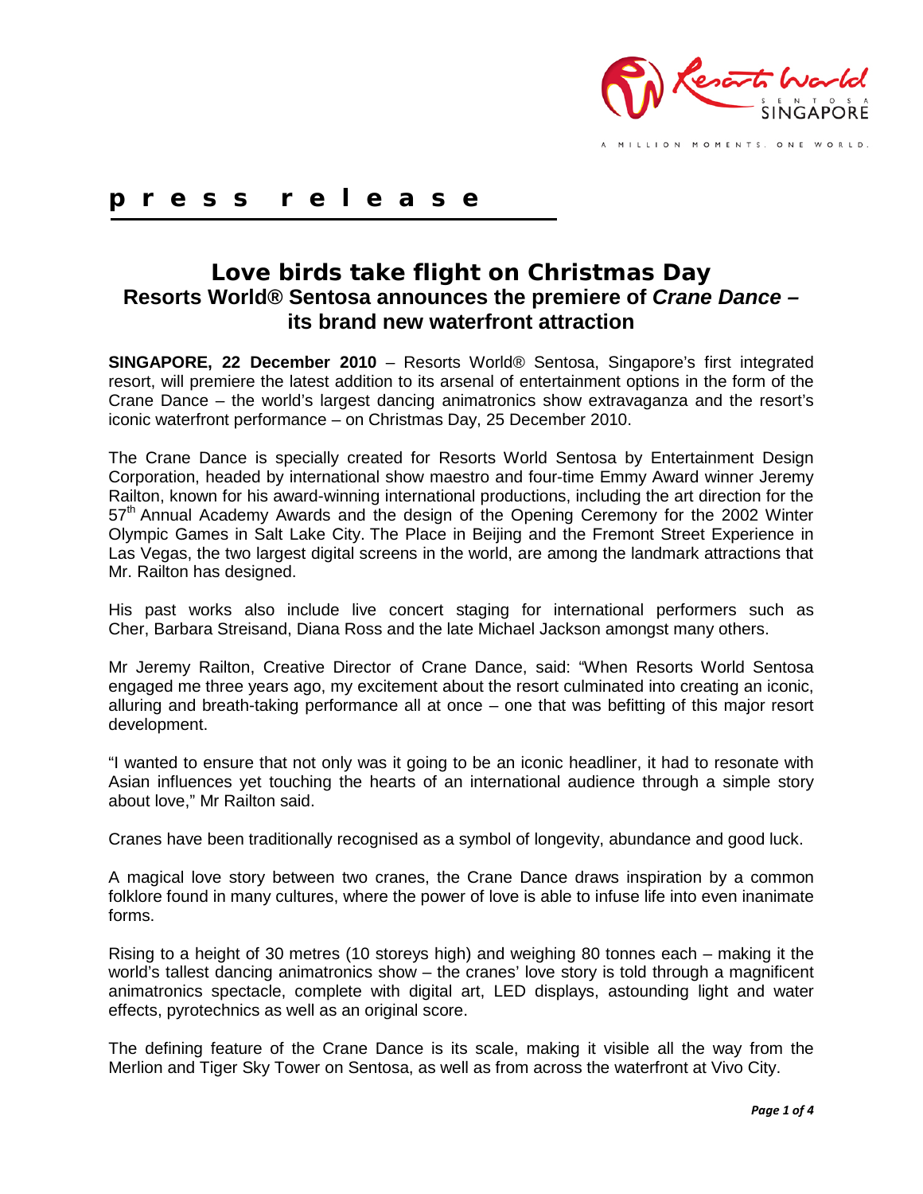**p r e s s   r e l e a s e**

# Love birds take flight on Christmas Day

## Resorts World® Sentosa announces the premiere of *Crane Dance* – its brand new waterfront attraction

**SINGAPORE, 22 December 2010** – Resorts World® Sentosa, Singapore's first integrated resort, will premiere the latest addition to its arsenal of entertainment options in the form of the Crane Dance – the world's largest dancing animatronics show extravaganza and the resort's iconic waterfront performance – on Christmas Day, 25 December 2010.

The Crane Dance is specially created for Resorts World Sentosa by Entertainment Design Corporation, headed by international show maestro and four-time Emmy Award winner Jeremy Railton, known for his award-winning international productions, including the art direction for the 57th Annual Academy Awards and the design of the Opening Ceremony for the 2002 Winter Olympic Games in Salt Lake City. The Place in Beijing and the Fremont Street Experience in Las Vegas, the two largest digital screens in the world, are among the landmark attractions that Mr. Railton has designed.

His past works also include live concert staging for international performers such as Cher, Barbara Streisand, Diana Ross and the late Michael Jackson amongst many others.

Mr Jeremy Railton, Creative Director of Crane Dance, said: "When Resorts World Sentosa engaged me three years ago, my excitement about the resort culminated into creating an iconic, alluring and breath-taking performance all at once – one that was befitting of this major resort development.

"I wanted to ensure that not only was it going to be an iconic headliner, it had to resonate with Asian influences yet touching the hearts of an international audience through a simple story about love," Mr Railton said.

Cranes have been traditionally recognised as a symbol of longevity, abundance and good luck.

A magical love story between two cranes, the Crane Dance draws inspiration by a common folklore found in many cultures, where the power of love is able to infuse life into even inanimate forms.

Rising to a height of 30 metres (10 storeys high) and weighing 80 tonnes each – making it the world's tallest dancing animatronics show – the cranes' love story is told through a magnificent animatronics spectacle, complete with digital art, LED displays, astounding light and water effects, pyrotechnics as well as an original score.

The defining feature of the Crane Dance is its scale, making it visible all the way from the Merlion and Tiger Sky Tower on Sentosa, as well as from across the waterfront at Vivo City.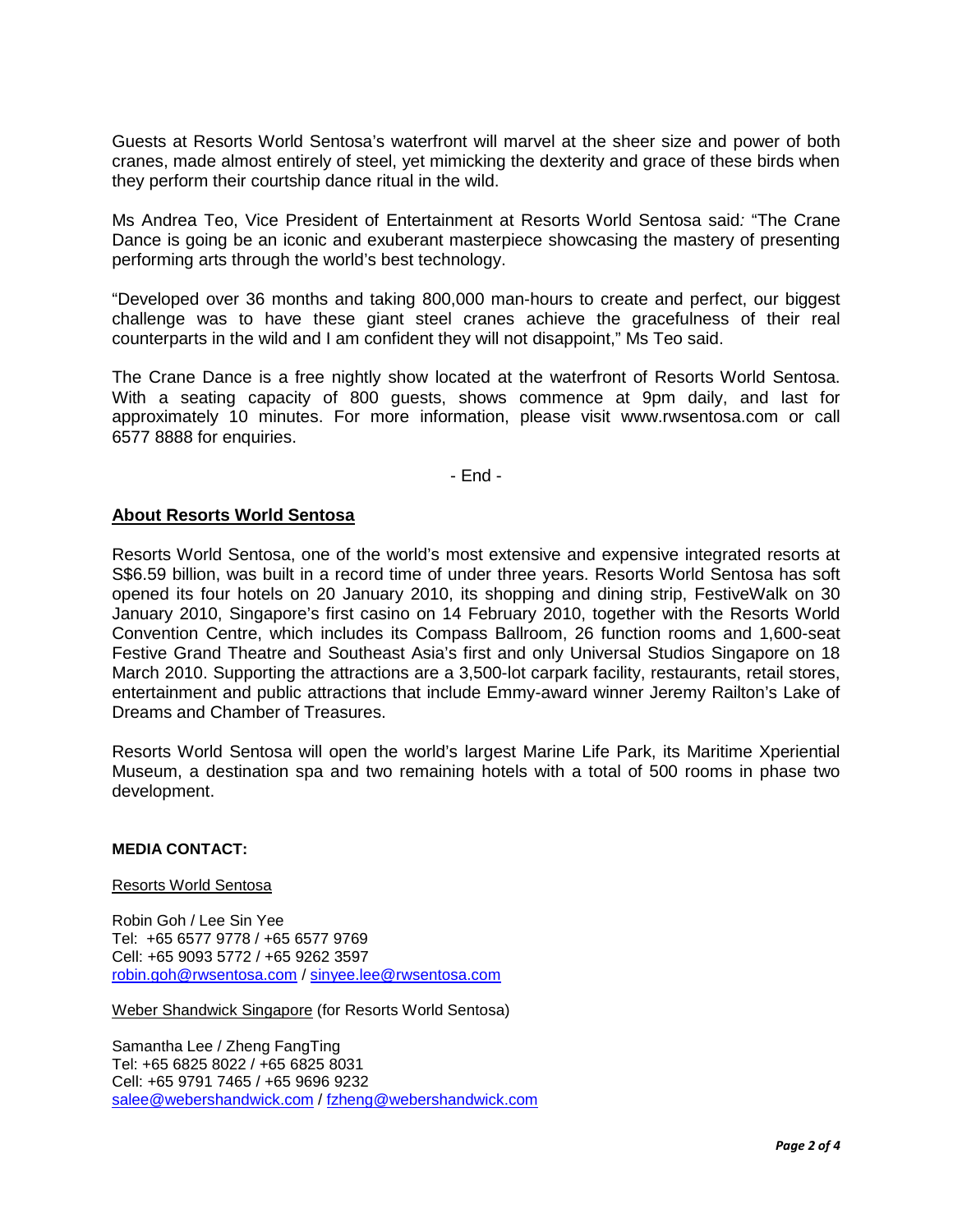Guests at Resorts World Sentosa's waterfront will marvel at the sheer size and power of both cranes, made almost entirely of steel, yet mimicking the dexterity and grace of these birds when they perform their courtship dance ritual in the wild.

Ms Andrea Teo, Vice President of Entertainment at Resorts World Sentosa said: "The Crane Dance is going be an iconic and exuberant masterpiece showcasing the mastery of presenting performing arts through the world's best technology.

"Developed over 36 months and taking 800,000 man-hours to create and perfect, our biggest challenge was to have these giant steel cranes achieve the gracefulness of their real counterparts in the wild and I am confident they will not disappoint," Ms Teo said.

The Crane Dance is a free nightly show located at the waterfront of Resorts World Sentosa. With a seating capacity of 800 guests, shows commence at 9pm daily, and last for approximately 10 minutes. For more information, please visit www.rwsentosa.com or call 6577 8888 for enquiries.

- End -

## About Resorts World Sentosa

Resorts World Sentosa, one of the world's most extensive and expensive integrated resorts at S$6.59 billion, was built in a record time of under three years. Resorts World Sentosa has soft opened its four hotels on 20 January 2010, its shopping and dining strip, FestiveWalk on 30 January 2010, Singapore's first casino on 14 February 2010, together with the Resorts World Convention Centre, which includes its Compass Ballroom, 26 function rooms and 1,600-seat Festive Grand Theatre and Southeast Asia's first and only Universal Studios Singapore on 18 March 2010. Supporting the attractions are a 3,500-lot carpark facility, restaurants, retail stores, entertainment and public attractions that include Emmy-award winner Jeremy Railton's Lake of Dreams and Chamber of Treasures.

Resorts World Sentosa will open the world's largest Marine Life Park, its Maritime Xperiential Museum, a destination spa and two remaining hotels with a total of 500 rooms in phase two development.

**MEDIA CONTACT:**

Resorts World Sentosa

Robin Goh / Lee Sin Yee
Tel: +65 6577 9778 / +65 6577 9769
Cell: +65 9093 5772 / +65 9262 3597
robin.goh@rwsentosa.com / sinyee.lee@rwsentosa.com

Weber Shandwick Singapore (for Resorts World Sentosa)

Samantha Lee / Zheng FangTing
Tel: +65 6825 8022 / +65 6825 8031
Cell: +65 9791 7465 / +65 9696 9232
salee@webershandwick.com / fzheng@webershandwick.com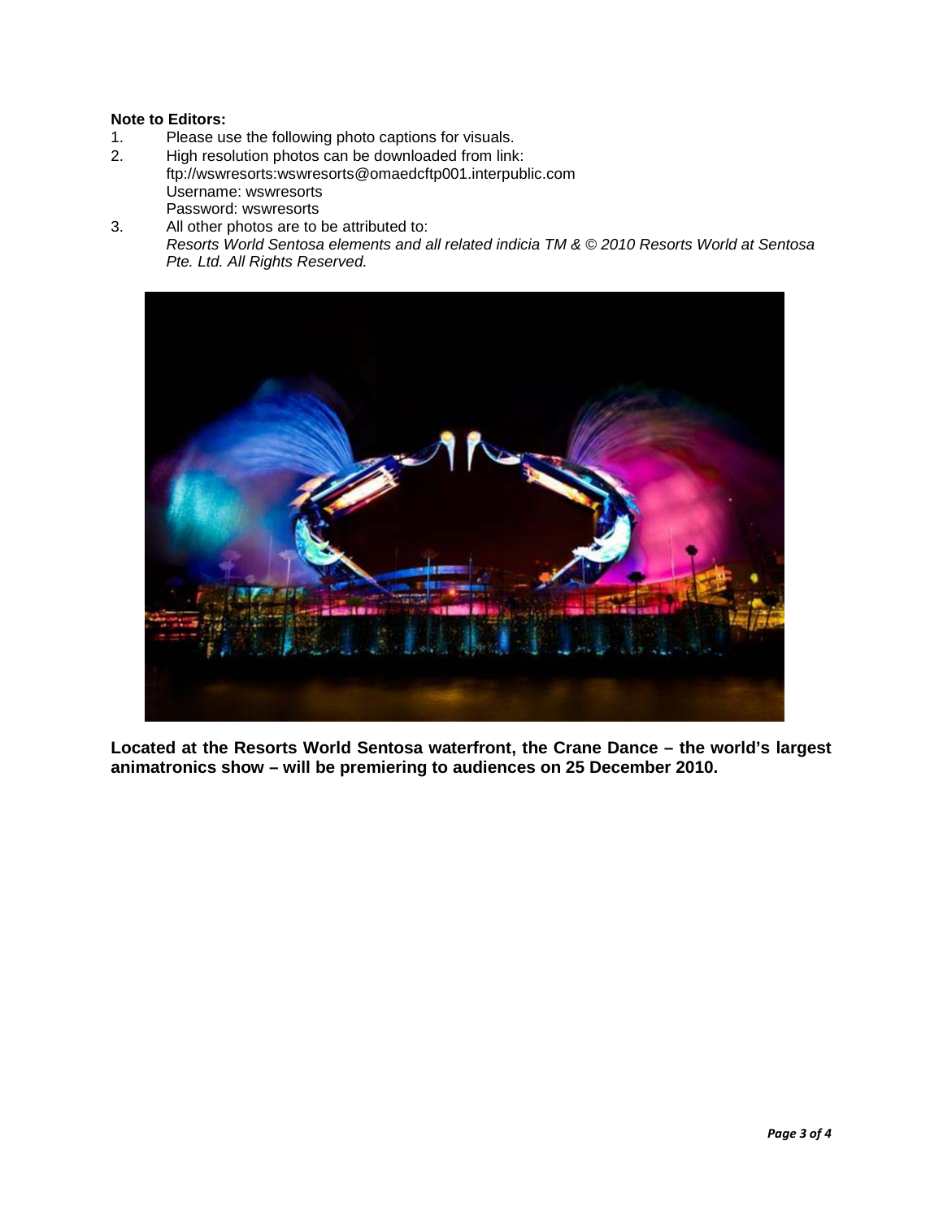**Note to Editors:**

1. Please use the following photo captions for visuals.
2. High resolution photos can be downloaded from link:
   ftp://wswresorts:wswresorts@omaedcftp001.interpublic.com
   Username: wswresorts
   Password: wswresorts
3. All other photos are to be attributed to:
   *Resorts World Sentosa elements and all related indicia TM & © 2010 Resorts World at Sentosa Pte. Ltd. All Rights Reserved.*

**Located at the Resorts World Sentosa waterfront, the Crane Dance – the world's largest animatronics show – will be premiering to audiences on 25 December 2010.**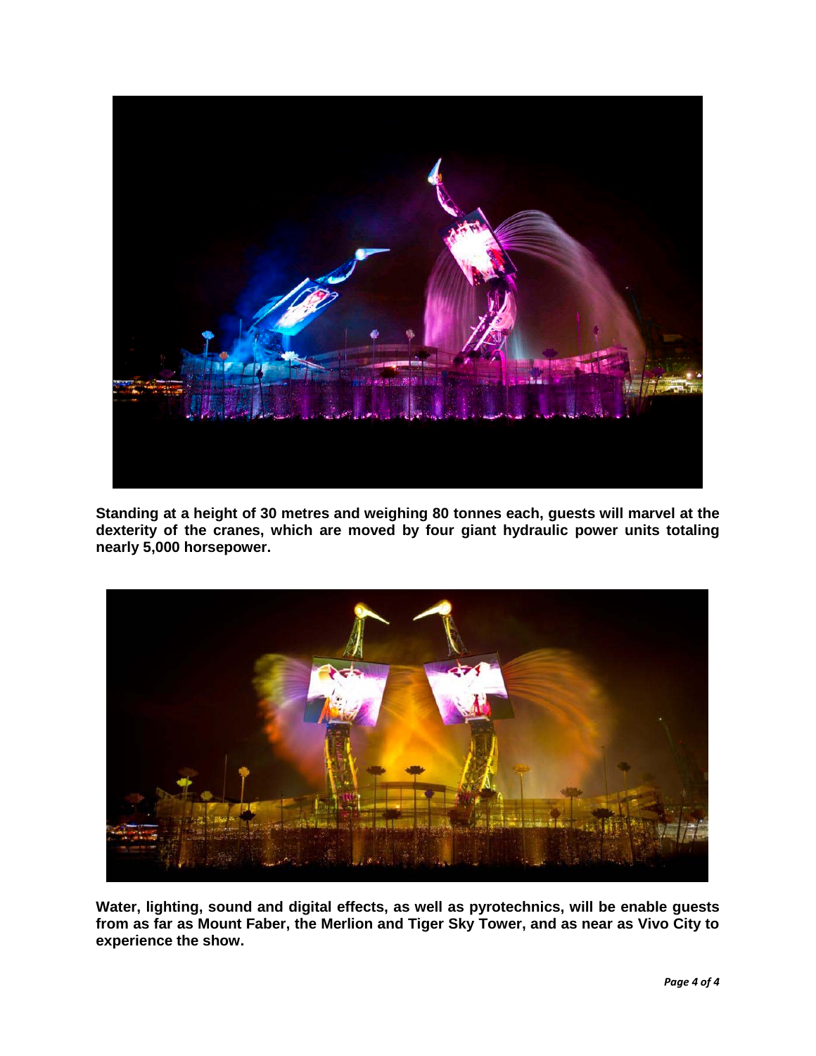**Standing at a height of 30 metres and weighing 80 tonnes each, guests will marvel at the dexterity of the cranes, which are moved by four giant hydraulic power units totaling nearly 5,000 horsepower.**

**Water, lighting, sound and digital effects, as well as pyrotechnics, will be enable guests from as far as Mount Faber, the Merlion and Tiger Sky Tower, and as near as Vivo City to experience the show.**